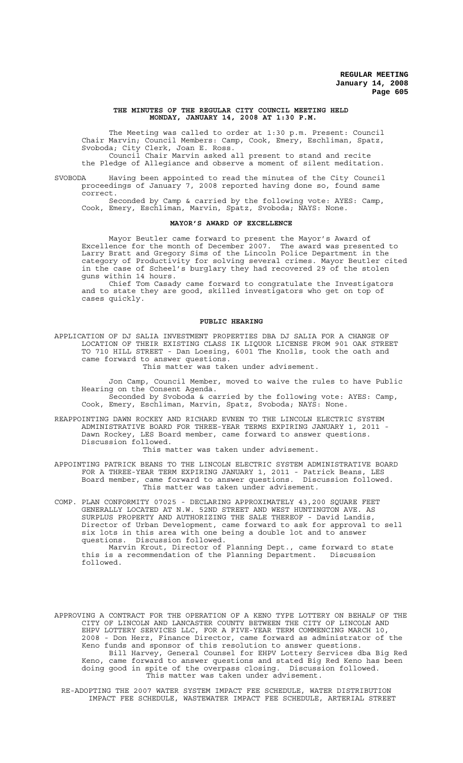**THE MINUTES OF THE REGULAR CITY COUNCIL MEETING HELD MONDAY, JANUARY 14, 2008 AT 1:30 P.M.**

The Meeting was called to order at 1:30 p.m. Present: Council Chair Marvin; Council Members: Camp, Cook, Emery, Eschliman, Spatz, Svoboda; City Clerk, Joan E. Ross.

Council Chair Marvin asked all present to stand and recite the Pledge of Allegiance and observe a moment of silent meditation.

SVOBODA Having been appointed to read the minutes of the City Council proceedings of January 7, 2008 reported having done so, found same correct.

Seconded by Camp & carried by the following vote: AYES: Camp, Cook, Emery, Eschliman, Marvin, Spatz, Svoboda; NAYS: None.

**MAYOR'S AWARD OF EXCELLENCE**

Mayor Beutler came forward to present the Mayor's Award of Excellence for the month of December 2007. The award was presented to Larry Bratt and Gregory Sims of the Lincoln Police Department in the category of Productivity for solving several crimes. Mayor Beutler cited in the case of Scheel's burglary they had recovered 29 of the stolen guns within 14 hours.

Chief Tom Casady came forward to congratulate the Investigators and to state they are good, skilled investigators who get on top of cases quickly.

**PUBLIC HEARING**

APPLICATION OF DJ SALIA INVESTMENT PROPERTIES DBA DJ SALIA FOR A CHANGE OF LOCATION OF THEIR EXISTING CLASS IK LIQUOR LICENSE FROM 901 OAK STREET TO 710 HILL STREET - Dan Loesing, 6001 The Knolls, took the oath and came forward to answer questions.

This matter was taken under advisement.

Jon Camp, Council Member, moved to waive the rules to have Public Hearing on the Consent Agenda.

Seconded by Svoboda & carried by the following vote: AYES: Camp, Cook, Emery, Eschliman, Marvin, Spatz, Svoboda; NAYS: None.

REAPPOINTING DAWN ROCKEY AND RICHARD EVNEN TO THE LINCOLN ELECTRIC SYSTEM ADMINISTRATIVE BOARD FOR THREE-YEAR TERMS EXPIRING JANUARY 1, 2011 - Dawn Rockey, LES Board member, came forward to answer questions. Discussion followed.

This matter was taken under advisement.

APPOINTING PATRICK BEANS TO THE LINCOLN ELECTRIC SYSTEM ADMINISTRATIVE BOARD FOR A THREE-YEAR TERM EXPIRING JANUARY 1, 2011 - Patrick Beans, LES Board member, came forward to answer questions. Discussion followed.

This matter was taken under advisement.

COMP. PLAN CONFORMITY 07025 - DECLARING APPROXIMATELY 43,200 SQUARE FEET GENERALLY LOCATED AT N.W. 52ND STREET AND WEST HUNTINGTON AVE. AS SURPLUS PROPERTY AND AUTHORIZING THE SALE THEREOF - David Landis, Director of Urban Development, came forward to ask for approval to sell six lots in this area with one being a double lot and to answer questions. Discussion followed.

Marvin Krout, Director of Planning Dept., came forward to state this is a recommendation of the Planning Department. Discussion followed.

APPROVING A CONTRACT FOR THE OPERATION OF A KENO TYPE LOTTERY ON BEHALF OF THE CITY OF LINCOLN AND LANCASTER COUNTY BETWEEN THE CITY OF LINCOLN AND EHPV LOTTERY SERVICES LLC, FOR A FIVE-YEAR TERM COMMENCING MARCH 10, 2008 - Don Herz, Finance Director, came forward as administrator of the Keno funds and sponsor of this resolution to answer questions.

Bill Harvey, General Counsel for EHPV Lottery Services dba Big Red Keno, came forward to answer questions and stated Big Red Keno has been doing good in spite of the overpass closing. Discussion followed.

This matter was taken under advisement.

RE-ADOPTING THE 2007 WATER SYSTEM IMPACT FEE SCHEDULE, WATER DISTRIBUTION IMPACT FEE SCHEDULE, WASTEWATER IMPACT FEE SCHEDULE, ARTERIAL STREET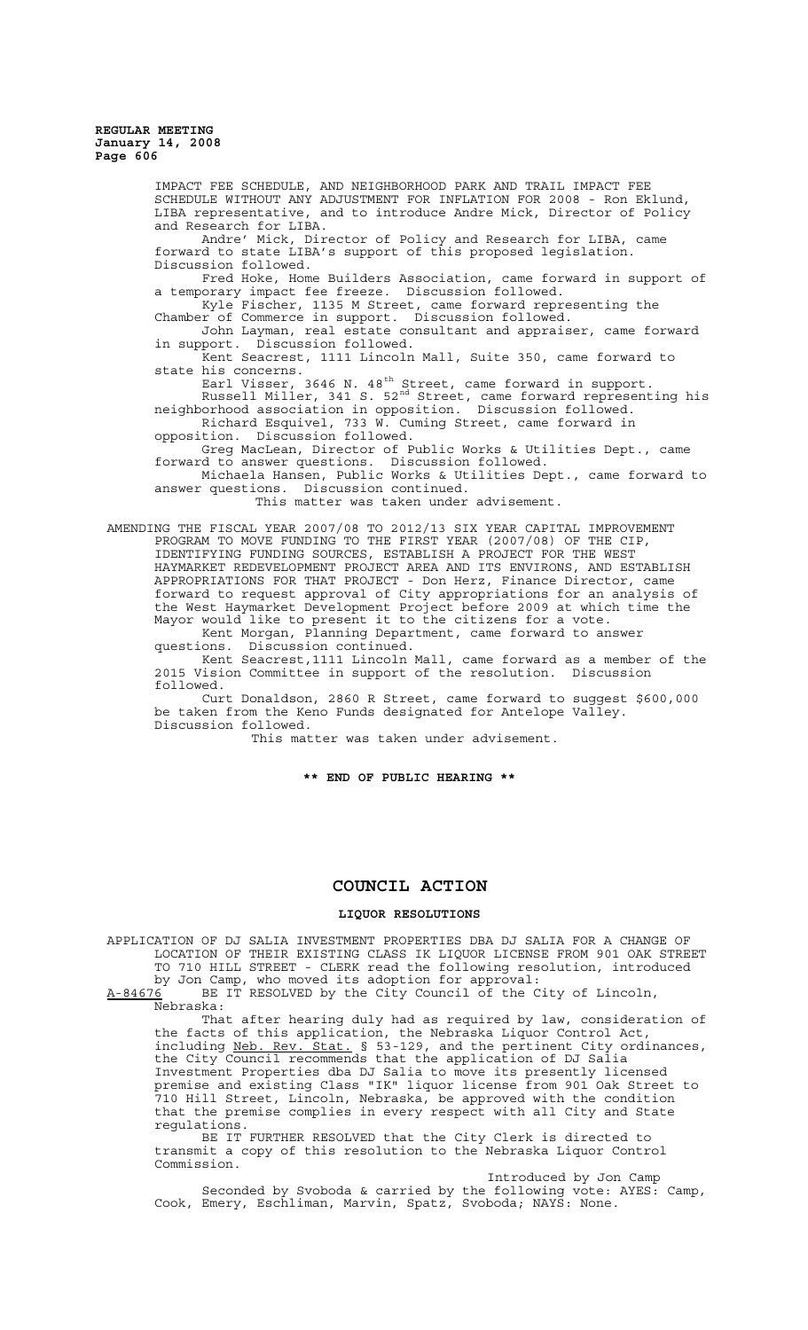IMPACT FEE SCHEDULE, AND NEIGHBORHOOD PARK AND TRAIL IMPACT FEE SCHEDULE WITHOUT ANY ADJUSTMENT FOR INFLATION FOR 2008 - Ron Eklund, LIBA representative, and to introduce Andre Mick, Director of Policy and Research for LIBA.

Andre' Mick, Director of Policy and Research for LIBA, came forward to state LIBA's support of this proposed legislation. Discussion followed.

Fred Hoke, Home Builders Association, came forward in support of a temporary impact fee freeze. Discussion followed.

Kyle Fischer, 1135 M Street, came forward representing the Chamber of Commerce in support. Discussion followed.

John Layman, real estate consultant and appraiser, came forward in support. Discussion followed.

Kent Seacrest, 1111 Lincoln Mall, Suite 350, came forward to state his concerns.

Earl Visser, 3646 N. 48th Street, came forward in support.

Russell Miller, 341 S. 52nd Street, came forward representing his neighborhood association in opposition. Discussion followed.

Richard Esquivel, 733 W. Cuming Street, came forward in opposition. Discussion followed.

Greg MacLean, Director of Public Works & Utilities Dept., came forward to answer questions. Discussion followed.

Michaela Hansen, Public Works & Utilities Dept., came forward to answer questions. Discussion continued.

This matter was taken under advisement.

AMENDING THE FISCAL YEAR 2007/08 TO 2012/13 SIX YEAR CAPITAL IMPROVEMENT PROGRAM TO MOVE FUNDING TO THE FIRST YEAR (2007/08) OF THE CIP, IDENTIFYING FUNDING SOURCES, ESTABLISH A PROJECT FOR THE WEST HAYMARKET REDEVELOPMENT PROJECT AREA AND ITS ENVIRONS, AND ESTABLISH APPROPRIATIONS FOR THAT PROJECT - Don Herz, Finance Director, came forward to request approval of City appropriations for an analysis of the West Haymarket Development Project before 2009 at which time the Mayor would like to present it to the citizens for a vote.

Kent Morgan, Planning Department, came forward to answer questions. Discussion continued.

Kent Seacrest,1111 Lincoln Mall, came forward as a member of the 2015 Vision Committee in support of the resolution. Discussion followed.

Curt Donaldson, 2860 R Street, came forward to suggest $600,000 be taken from the Keno Funds designated for Antelope Valley. Discussion followed.

This matter was taken under advisement.

**\*\* END OF PUBLIC HEARING \*\***

# COUNCIL ACTION

## LIQUOR RESOLUTIONS

APPLICATION OF DJ SALIA INVESTMENT PROPERTIES DBA DJ SALIA FOR A CHANGE OF LOCATION OF THEIR EXISTING CLASS IK LIQUOR LICENSE FROM 901 OAK STREET TO 710 HILL STREET - CLERK read the following resolution, introduced by Jon Camp, who moved its adoption for approval:

A-84676 BE IT RESOLVED by the City Council of the City of Lincoln, Nebraska:

That after hearing duly had as required by law, consideration of the facts of this application, the Nebraska Liquor Control Act, including Neb. Rev. Stat. § 53-129, and the pertinent City ordinances, the City Council recommends that the application of DJ Salia Investment Properties dba DJ Salia to move its presently licensed premise and existing Class "IK" liquor license from 901 Oak Street to 710 Hill Street, Lincoln, Nebraska, be approved with the condition that the premise complies in every respect with all City and State regulations.

BE IT FURTHER RESOLVED that the City Clerk is directed to transmit a copy of this resolution to the Nebraska Liquor Control Commission.

Introduced by Jon Camp

Seconded by Svoboda & carried by the following vote: AYES: Camp, Cook, Emery, Eschliman, Marvin, Spatz, Svoboda; NAYS: None.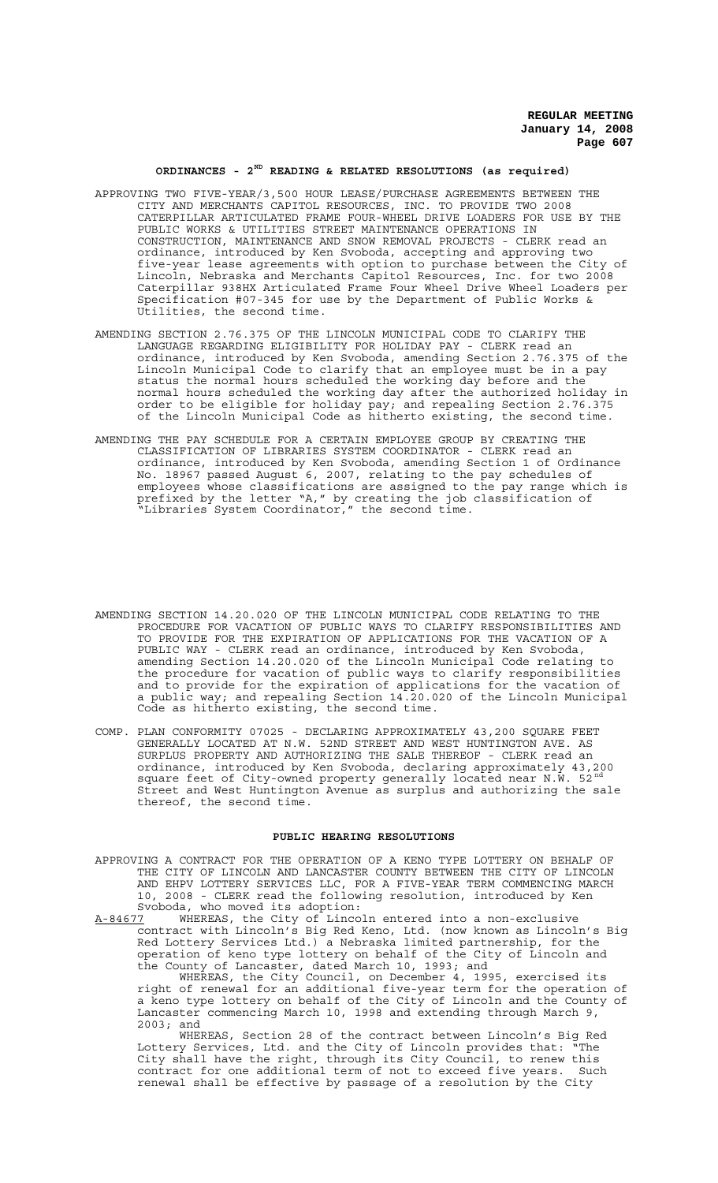## ORDINANCES - 2ND READING & RELATED RESOLUTIONS (as required)

APPROVING TWO FIVE-YEAR/3,500 HOUR LEASE/PURCHASE AGREEMENTS BETWEEN THE CITY AND MERCHANTS CAPITOL RESOURCES, INC. TO PROVIDE TWO 2008 CATERPILLAR ARTICULATED FRAME FOUR-WHEEL DRIVE LOADERS FOR USE BY THE PUBLIC WORKS & UTILITIES STREET MAINTENANCE OPERATIONS IN CONSTRUCTION, MAINTENANCE AND SNOW REMOVAL PROJECTS - CLERK read an ordinance, introduced by Ken Svoboda, accepting and approving two five-year lease agreements with option to purchase between the City of Lincoln, Nebraska and Merchants Capitol Resources, Inc. for two 2008 Caterpillar 938HX Articulated Frame Four Wheel Drive Wheel Loaders per Specification #07-345 for use by the Department of Public Works & Utilities, the second time.

AMENDING SECTION 2.76.375 OF THE LINCOLN MUNICIPAL CODE TO CLARIFY THE LANGUAGE REGARDING ELIGIBILITY FOR HOLIDAY PAY - CLERK read an ordinance, introduced by Ken Svoboda, amending Section 2.76.375 of the Lincoln Municipal Code to clarify that an employee must be in a pay status the normal hours scheduled the working day before and the normal hours scheduled the working day after the authorized holiday in order to be eligible for holiday pay; and repealing Section 2.76.375 of the Lincoln Municipal Code as hitherto existing, the second time.

AMENDING THE PAY SCHEDULE FOR A CERTAIN EMPLOYEE GROUP BY CREATING THE CLASSIFICATION OF LIBRARIES SYSTEM COORDINATOR - CLERK read an ordinance, introduced by Ken Svoboda, amending Section 1 of Ordinance No. 18967 passed August 6, 2007, relating to the pay schedules of employees whose classifications are assigned to the pay range which is prefixed by the letter "A," by creating the job classification of "Libraries System Coordinator," the second time.

AMENDING SECTION 14.20.020 OF THE LINCOLN MUNICIPAL CODE RELATING TO THE PROCEDURE FOR VACATION OF PUBLIC WAYS TO CLARIFY RESPONSIBILITIES AND TO PROVIDE FOR THE EXPIRATION OF APPLICATIONS FOR THE VACATION OF A PUBLIC WAY - CLERK read an ordinance, introduced by Ken Svoboda, amending Section 14.20.020 of the Lincoln Municipal Code relating to the procedure for vacation of public ways to clarify responsibilities and to provide for the expiration of applications for the vacation of a public way; and repealing Section 14.20.020 of the Lincoln Municipal Code as hitherto existing, the second time.

COMP. PLAN CONFORMITY 07025 - DECLARING APPROXIMATELY 43,200 SQUARE FEET GENERALLY LOCATED AT N.W. 52ND STREET AND WEST HUNTINGTON AVE. AS SURPLUS PROPERTY AND AUTHORIZING THE SALE THEREOF - CLERK read an ordinance, introduced by Ken Svoboda, declaring approximately 43,200 square feet of City-owned property generally located near N.W. 52nd Street and West Huntington Avenue as surplus and authorizing the sale thereof, the second time.

## PUBLIC HEARING RESOLUTIONS

APPROVING A CONTRACT FOR THE OPERATION OF A KENO TYPE LOTTERY ON BEHALF OF THE CITY OF LINCOLN AND LANCASTER COUNTY BETWEEN THE CITY OF LINCOLN AND EHPV LOTTERY SERVICES LLC, FOR A FIVE-YEAR TERM COMMENCING MARCH 10, 2008 - CLERK read the following resolution, introduced by Ken Svoboda, who moved its adoption:

A-84677 WHEREAS, the City of Lincoln entered into a non-exclusive contract with Lincoln's Big Red Keno, Ltd. (now known as Lincoln's Big Red Lottery Services Ltd.) a Nebraska limited partnership, for the operation of keno type lottery on behalf of the City of Lincoln and the County of Lancaster, dated March 10, 1993; and

WHEREAS, the City Council, on December 4, 1995, exercised its right of renewal for an additional five-year term for the operation of a keno type lottery on behalf of the City of Lincoln and the County of Lancaster commencing March 10, 1998 and extending through March 9, 2003; and

WHEREAS, Section 28 of the contract between Lincoln's Big Red Lottery Services, Ltd. and the City of Lincoln provides that: "The City shall have the right, through its City Council, to renew this contract for one additional term of not to exceed five years. Such renewal shall be effective by passage of a resolution by the City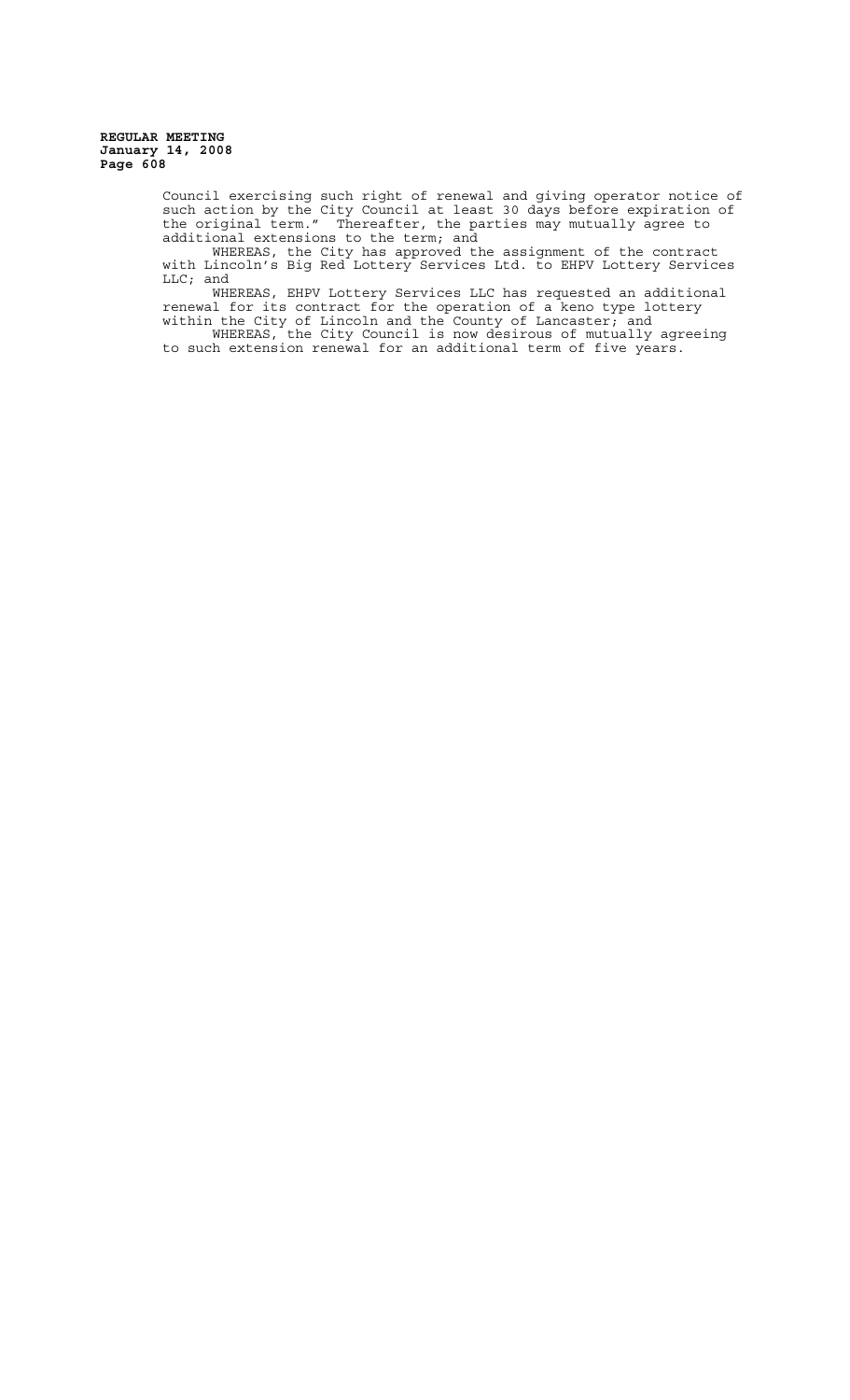Council exercising such right of renewal and giving operator notice of such action by the City Council at least 30 days before expiration of the original term." Thereafter, the parties may mutually agree to additional extensions to the term; and

WHEREAS, the City has approved the assignment of the contract with Lincoln's Big Red Lottery Services Ltd. to EHPV Lottery Services LLC; and

WHEREAS, EHPV Lottery Services LLC has requested an additional renewal for its contract for the operation of a keno type lottery within the City of Lincoln and the County of Lancaster; and

WHEREAS, the City Council is now desirous of mutually agreeing to such extension renewal for an additional term of five years.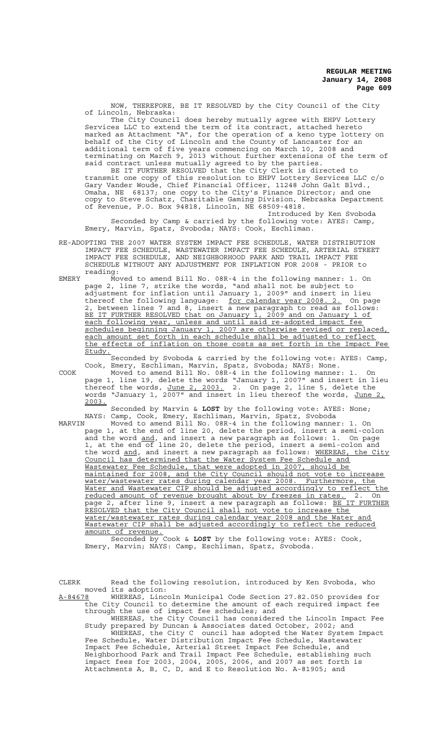NOW, THEREFORE, BE IT RESOLVED by the City Council of the City of Lincoln, Nebraska:

The City Council does hereby mutually agree with EHPV Lottery Services LLC to extend the term of its contract, attached hereto marked as Attachment "A", for the operation of a keno type lottery on behalf of the City of Lincoln and the County of Lancaster for an additional term of five years commencing on March 10, 2008 and terminating on March 9, 2013 without further extensions of the term of said contract unless mutually agreed to by the parties.

BE IT FURTHER RESOLVED that the City Clerk is directed to transmit one copy of this resolution to EHPV Lottery Services LLC c/o Gary Vander Woude, Chief Financial Officer, 11248 John Galt Blvd., Omaha, NE 68137; one copy to the City's Finance Director; and one copy to Steve Schatz, Charitable Gaming Division, Nebraska Department of Revenue, P.O. Box 94818, Lincoln, NE 68509-4818.

Introduced by Ken Svoboda

Seconded by Camp & carried by the following vote: AYES: Camp, Emery, Marvin, Spatz, Svoboda; NAYS: Cook, Eschliman.

RE-ADOPTING THE 2007 WATER SYSTEM IMPACT FEE SCHEDULE, WATER DISTRIBUTION IMPACT FEE SCHEDULE, WASTEWATER IMPACT FEE SCHEDULE, ARTERIAL STREET IMPACT FEE SCHEDULE, AND NEIGHBORHOOD PARK AND TRAIL IMPACT FEE SCHEDULE WITHOUT ANY ADJUSTMENT FOR INFLATION FOR 2008 - PRIOR to reading:

EMERY Moved to amend Bill No. 08R-4 in the following manner: 1. On page 2, line 7, strike the words, "and shall not be subject to adjustment for inflation until January 1, 2009" and insert in lieu thereof the following language: <u>for calendar year 2008.</u> 2. On page 2, between lines 7 and 8, insert a new paragraph to read as follows: <u>BE IT FURTHER RESOLVED that on January 1, 2009 and on January 1 of each following year, unless and until said re-adopted impact fee schedules beginning January 1, 2007 are otherwise revised or replaced, each amount set forth in each schedule shall be adjusted to reflect the effects of inflation on those costs as set forth in the Impact Fee Study.</u>

Seconded by Svoboda & carried by the following vote: AYES: Camp, Cook, Emery, Eschliman, Marvin, Spatz, Svoboda; NAYS: None.

COOK Moved to amend Bill No. 08R-4 in the following manner: 1. On page 1, line 19, delete the words "January 1, 2007" and insert in lieu thereof the words, <u>June 2, 2003.</u> 2. On page 2, line 5, delete the words "January 1, 2007" and insert in lieu thereof the words, <u>June 2, 2003.</u>

Seconded by Marvin & **LOST** by the following vote: AYES: None; NAYS: Camp, Cook, Emery, Eschliman, Marvin, Spatz, Svoboda

MARVIN Moved to amend Bill No. 08R-4 in the following manner: 1. On page 1, at the end of line 20, delete the period, insert a semi-colon and the word <u>and</u>, and insert a new paragraph as follows: 1. On page 1, at the end of line 20, delete the period, insert a semi-colon and the word <u>and</u>, and insert a new paragraph as follows: <u>WHEREAS, the City Council has determined that the Water System Fee Schedule and Wastewater Fee Schedule, that were adopted in 2007, should be maintained for 2008, and the City Council should not vote to increase water/wastewater rates during calendar year 2008. Furthermore, the Water and Wastewater CIP should be adjusted accordingly to reflect the reduced amount of revenue brought about by freezes in rates.</u> 2. On page 2, after line 9, insert a new paragraph as follows: <u>BE IT FURTHER RESOLVED that the City Council shall not vote to increase the water/wastewater rates during calendar year 2008 and the Water and Wastewater CIP shall be adjusted accordingly to reflect the reduced amount of revenue.</u>

Seconded by Cook & **LOST** by the following vote: AYES: Cook, Emery, Marvin; NAYS: Camp, Eschliman, Spatz, Svoboda.

CLERK Read the following resolution, introduced by Ken Svoboda, who moved its adoption:

<u>A-84678</u> WHEREAS, Lincoln Municipal Code Section 27.82.050 provides for the City Council to determine the amount of each required impact fee through the use of impact fee schedules; and

WHEREAS, the City Council has considered the Lincoln Impact Fee Study prepared by Duncan & Associates dated October, 2002; and

WHEREAS, the City C ouncil has adopted the Water System Impact Fee Schedule, Water Distribution Impact Fee Schedule, Wastewater Impact Fee Schedule, Arterial Street Impact Fee Schedule, and Neighborhood Park and Trail Impact Fee Schedule, establishing such impact fees for 2003, 2004, 2005, 2006, and 2007 as set forth is Attachments A, B, C, D, and E to Resolution No. A-81905; and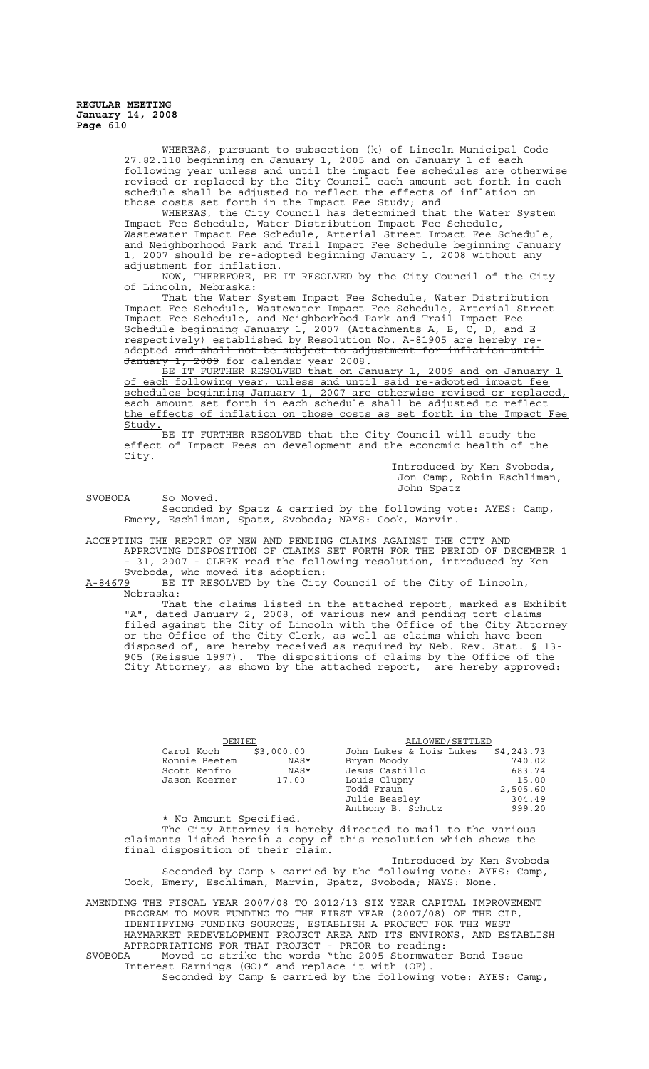WHEREAS, pursuant to subsection (k) of Lincoln Municipal Code 27.82.110 beginning on January 1, 2005 and on January 1 of each following year unless and until the impact fee schedules are otherwise revised or replaced by the City Council each amount set forth in each schedule shall be adjusted to reflect the effects of inflation on those costs set forth in the Impact Fee Study; and

WHEREAS, the City Council has determined that the Water System Impact Fee Schedule, Water Distribution Impact Fee Schedule, Wastewater Impact Fee Schedule, Arterial Street Impact Fee Schedule, and Neighborhood Park and Trail Impact Fee Schedule beginning January 1, 2007 should be re-adopted beginning January 1, 2008 without any adjustment for inflation.

NOW, THEREFORE, BE IT RESOLVED by the City Council of the City of Lincoln, Nebraska:

That the Water System Impact Fee Schedule, Water Distribution Impact Fee Schedule, Wastewater Impact Fee Schedule, Arterial Street Impact Fee Schedule, and Neighborhood Park and Trail Impact Fee Schedule beginning January 1, 2007 (Attachments A, B, C, D, and E respectively) established by Resolution No. A-81905 are hereby re-adopted ~~and shall not be subject to adjustment for inflation until January 1, 2009~~ <u>for calendar year 2008</u>.

<u>BE IT FURTHER RESOLVED that on January 1, 2009 and on January 1 of each following year, unless and until said re-adopted impact fee schedules beginning January 1, 2007 are otherwise revised or replaced, each amount set forth in each schedule shall be adjusted to reflect the effects of inflation on those costs as set forth in the Impact Fee Study.</u>

BE IT FURTHER RESOLVED that the City Council will study the effect of Impact Fees on development and the economic health of the City.

Introduced by Ken Svoboda, Jon Camp, Robin Eschliman, John Spatz

SVOBODA So Moved.

Seconded by Spatz & carried by the following vote: AYES: Camp, Emery, Eschliman, Spatz, Svoboda; NAYS: Cook, Marvin.

ACCEPTING THE REPORT OF NEW AND PENDING CLAIMS AGAINST THE CITY AND APPROVING DISPOSITION OF CLAIMS SET FORTH FOR THE PERIOD OF DECEMBER 1 - 31, 2007 - CLERK read the following resolution, introduced by Ken Svoboda, who moved its adoption:

<u>A-84679</u> BE IT RESOLVED by the City Council of the City of Lincoln, Nebraska:

That the claims listed in the attached report, marked as Exhibit "A", dated January 2, 2008, of various new and pending tort claims filed against the City of Lincoln with the Office of the City Attorney or the Office of the City Clerk, as well as claims which have been disposed of, are hereby received as required by <u>Neb. Rev. Stat.</u> § 13-905 (Reissue 1997). The dispositions of claims by the Office of the City Attorney, as shown by the attached report, are hereby approved:

| DENIED | | ALLOWED/SETTLED | |
|---|---|---|---|
| Carol Koch | $3,000.00 | John Lukes & Lois Lukes | $4,243.73 |
| Ronnie Beetem | NAS* | Bryan Moody | 740.02 |
| Scott Renfro | NAS* | Jesus Castillo | 683.74 |
| Jason Koerner | 17.00 | Louis Clupny | 15.00 |
| | | Todd Fraun | 2,505.60 |
| | | Julie Beasley | 304.49 |
| | | Anthony B. Schutz | 999.20 |

* No Amount Specified.

The City Attorney is hereby directed to mail to the various claimants listed herein a copy of this resolution which shows the final disposition of their claim.

Introduced by Ken Svoboda

Seconded by Camp & carried by the following vote: AYES: Camp, Cook, Emery, Eschliman, Marvin, Spatz, Svoboda; NAYS: None.

AMENDING THE FISCAL YEAR 2007/08 TO 2012/13 SIX YEAR CAPITAL IMPROVEMENT PROGRAM TO MOVE FUNDING TO THE FIRST YEAR (2007/08) OF THE CIP, IDENTIFYING FUNDING SOURCES, ESTABLISH A PROJECT FOR THE WEST HAYMARKET REDEVELOPMENT PROJECT AREA AND ITS ENVIRONS, AND ESTABLISH APPROPRIATIONS FOR THAT PROJECT - PRIOR to reading:

SVOBODA Moved to strike the words "the 2005 Stormwater Bond Issue Interest Earnings (GO)" and replace it with (OF).

Seconded by Camp & carried by the following vote: AYES: Camp,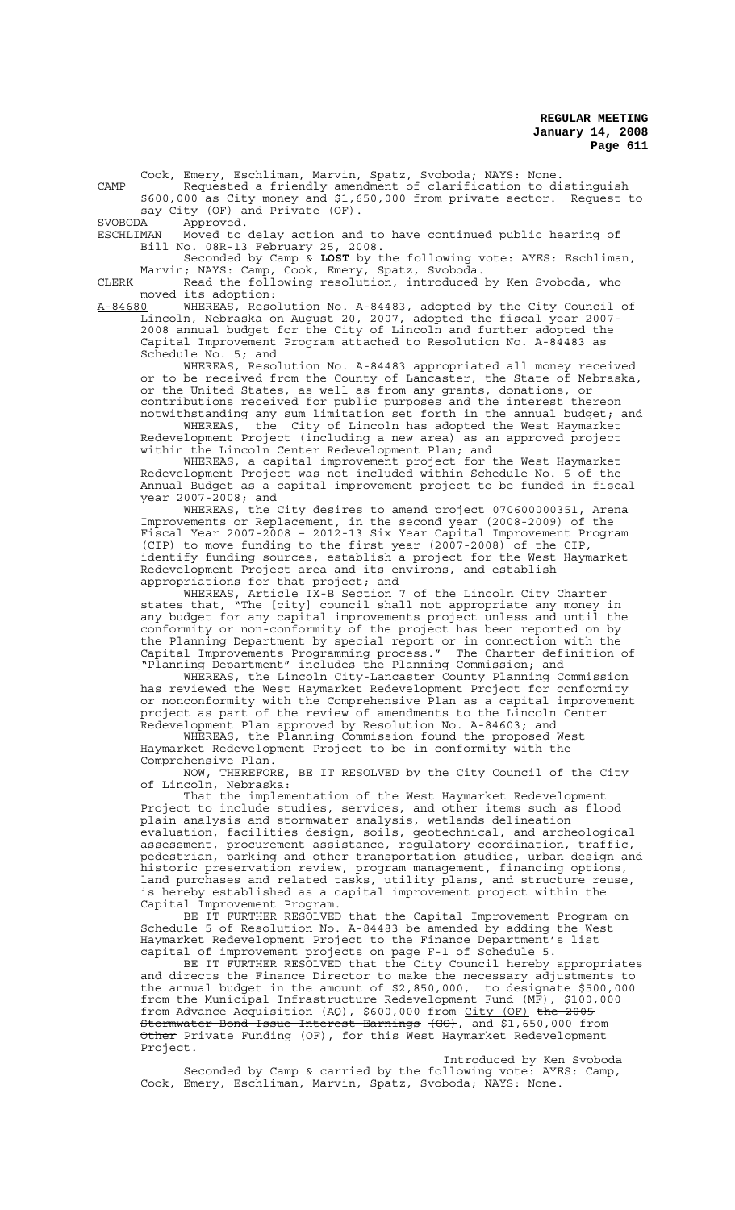Cook, Emery, Eschliman, Marvin, Spatz, Svoboda; NAYS: None.

CAMP Requested a friendly amendment of clarification to distinguish $600,000 as City money and $1,650,000 from private sector. Request to say City (OF) and Private (OF).

SVOBODA Approved.

ESCHLIMAN Moved to delay action and to have continued public hearing of Bill No. 08R-13 February 25, 2008.

Seconded by Camp & **LOST** by the following vote: AYES: Eschliman, Marvin; NAYS: Camp, Cook, Emery, Spatz, Svoboda.

CLERK Read the following resolution, introduced by Ken Svoboda, who moved its adoption:

A-84680 WHEREAS, Resolution No. A-84483, adopted by the City Council of Lincoln, Nebraska on August 20, 2007, adopted the fiscal year 2007-2008 annual budget for the City of Lincoln and further adopted the Capital Improvement Program attached to Resolution No. A-84483 as Schedule No. 5; and

WHEREAS, Resolution No. A-84483 appropriated all money received or to be received from the County of Lancaster, the State of Nebraska, or the United States, as well as from any grants, donations, or contributions received for public purposes and the interest thereon notwithstanding any sum limitation set forth in the annual budget; and

WHEREAS, the City of Lincoln has adopted the West Haymarket Redevelopment Project (including a new area) as an approved project within the Lincoln Center Redevelopment Plan; and

WHEREAS, a capital improvement project for the West Haymarket Redevelopment Project was not included within Schedule No. 5 of the Annual Budget as a capital improvement project to be funded in fiscal year 2007-2008; and

WHEREAS, the City desires to amend project 070600000351, Arena Improvements or Replacement, in the second year (2008-2009) of the Fiscal Year 2007-2008 – 2012-13 Six Year Capital Improvement Program (CIP) to move funding to the first year (2007-2008) of the CIP, identify funding sources, establish a project for the West Haymarket Redevelopment Project area and its environs, and establish appropriations for that project; and

WHEREAS, Article IX-B Section 7 of the Lincoln City Charter states that, "The [city] council shall not appropriate any money in any budget for any capital improvements project unless and until the conformity or non-conformity of the project has been reported on by the Planning Department by special report or in connection with the Capital Improvements Programming process." The Charter definition of "Planning Department" includes the Planning Commission; and

WHEREAS, the Lincoln City-Lancaster County Planning Commission has reviewed the West Haymarket Redevelopment Project for conformity or nonconformity with the Comprehensive Plan as a capital improvement project as part of the review of amendments to the Lincoln Center Redevelopment Plan approved by Resolution No. A-84603; and

WHEREAS, the Planning Commission found the proposed West Haymarket Redevelopment Project to be in conformity with the Comprehensive Plan.

NOW, THEREFORE, BE IT RESOLVED by the City Council of the City of Lincoln, Nebraska:

That the implementation of the West Haymarket Redevelopment Project to include studies, services, and other items such as flood plain analysis and stormwater analysis, wetlands delineation evaluation, facilities design, soils, geotechnical, and archeological assessment, procurement assistance, regulatory coordination, traffic, pedestrian, parking and other transportation studies, urban design and historic preservation review, program management, financing options, land purchases and related tasks, utility plans, and structure reuse, is hereby established as a capital improvement project within the Capital Improvement Program.

BE IT FURTHER RESOLVED that the Capital Improvement Program on Schedule 5 of Resolution No. A-84483 be amended by adding the West Haymarket Redevelopment Project to the Finance Department's list capital of improvement projects on page F-1 of Schedule 5.

BE IT FURTHER RESOLVED that the City Council hereby appropriates and directs the Finance Director to make the necessary adjustments to the annual budget in the amount of $2,850,000, to designate $500,000 from the Municipal Infrastructure Redevelopment Fund (MF), $100,000 from Advance Acquisition (AQ), $600,000 from City (OF) ~~the 2005 Stormwater Bond Issue Interest Earnings (GO)~~, and $1,650,000 from ~~Other~~ Private Funding (OF), for this West Haymarket Redevelopment Project.

Introduced by Ken Svoboda

Seconded by Camp & carried by the following vote: AYES: Camp, Cook, Emery, Eschliman, Marvin, Spatz, Svoboda; NAYS: None.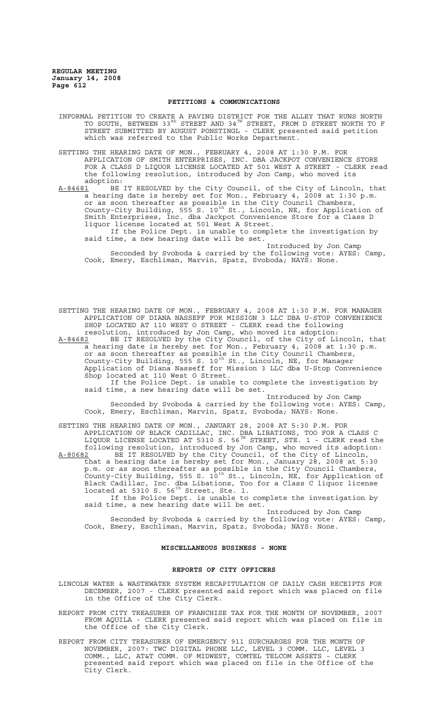## PETITIONS & COMMUNICATIONS

INFORMAL PETITION TO CREATE A PAVING DISTRICT FOR THE ALLEY THAT RUNS NORTH TO SOUTH, BETWEEN 33RD STREET AND 34TH STREET, FROM D STREET NORTH TO F STREET SUBMITTED BY AUGUST PONSTINGL - CLERK presented said petition which was referred to the Public Works Department.

SETTING THE HEARING DATE OF MON., FEBRUARY 4, 2008 AT 1:30 P.M. FOR APPLICATION OF SMITH ENTERPRISES, INC. DBA JACKPOT CONVENIENCE STORE FOR A CLASS D LIQUOR LICENSE LOCATED AT 501 WEST A STREET - CLERK read the following resolution, introduced by Jon Camp, who moved its adoption:

A-84681 BE IT RESOLVED by the City Council, of the City of Lincoln, that a hearing date is hereby set for Mon., February 4, 2008 at 1:30 p.m. or as soon thereafter as possible in the City Council Chambers, County-City Building, 555 S. 10th St., Lincoln, NE, for Application of Smith Enterprises, Inc. dba Jackpot Convenience Store for a Class D liquor license located at 501 West A Street.

If the Police Dept. is unable to complete the investigation by said time, a new hearing date will be set.

Introduced by Jon Camp

Seconded by Svoboda & carried by the following vote: AYES: Camp, Cook, Emery, Eschliman, Marvin, Spatz, Svoboda; NAYS: None.

SETTING THE HEARING DATE OF MON., FEBRUARY 4, 2008 AT 1:30 P.M. FOR MANAGER APPLICATION OF DIANA NASSEFF FOR MISSION 3 LLC DBA U-STOP CONVENIENCE SHOP LOCATED AT 110 WEST O STREET - CLERK read the following resolution, introduced by Jon Camp, who moved its adoption:

A-84682 BE IT RESOLVED by the City Council, of the City of Lincoln, that a hearing date is hereby set for Mon., February 4, 2008 at 1:30 p.m. or as soon thereafter as possible in the City Council Chambers, County-City Building, 555 S. 10th St., Lincoln, NE, for Manager Application of Diana Nasseff for Mission 3 LLC dba U-Stop Convenience Shop located at 110 West O Street.

If the Police Dept. is unable to complete the investigation by said time, a new hearing date will be set.

Introduced by Jon Camp

Seconded by Svoboda & carried by the following vote: AYES: Camp, Cook, Emery, Eschliman, Marvin, Spatz, Svoboda; NAYS: None.

SETTING THE HEARING DATE OF MON., JANUARY 28, 2008 AT 5:30 P.M. FOR APPLICATION OF BLACK CADILLAC, INC. DBA LIBATIONS, TOO FOR A CLASS C LIQUOR LICENSE LOCATED AT 5310 S. 56TH STREET, STE. 1 - CLERK read the following resolution, introduced by Jon Camp, who moved its adoption:

A-80682 BE IT RESOLVED by the City Council, of the City of Lincoln, that a hearing date is hereby set for Mon., January 28, 2008 at 5:30 p.m. or as soon thereafter as possible in the City Council Chambers, County-City Building, 555 S. 10th St., Lincoln, NE, for Application of Black Cadillac, Inc. dba Libations, Too for a Class C liquor license located at 5310 S. 56th Street, Ste. 1.

If the Police Dept. is unable to complete the investigation by said time, a new hearing date will be set.

Introduced by Jon Camp

Seconded by Svoboda & carried by the following vote: AYES: Camp, Cook, Emery, Eschliman, Marvin, Spatz, Svoboda; NAYS: None.

## MISCELLANEOUS BUSINESS - NONE

## REPORTS OF CITY OFFICERS

LINCOLN WATER & WASTEWATER SYSTEM RECAPITULATION OF DAILY CASH RECEIPTS FOR DECEMBER, 2007 - CLERK presented said report which was placed on file in the Office of the City Clerk.

REPORT FROM CITY TREASURER OF FRANCHISE TAX FOR THE MONTH OF NOVEMBER, 2007 FROM AQUILA - CLERK presented said report which was placed on file in the Office of the City Clerk.

REPORT FROM CITY TREASURER OF EMERGENCY 911 SURCHARGES FOR THE MONTH OF NOVEMBER, 2007: TWC DIGITAL PHONE LLC, LEVEL 3 COMM. LLC, LEVEL 3 COMM., LLC, AT&T COMM. OF MIDWEST, COMTEL TELCOM ASSETS - CLERK presented said report which was placed on file in the Office of the City Clerk.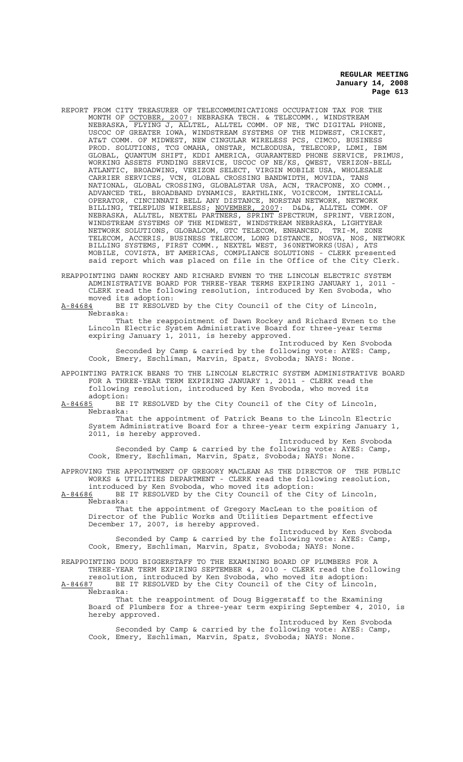REPORT FROM CITY TREASURER OF TELECOMMUNICATIONS OCCUPATION TAX FOR THE MONTH OF OCTOBER, 2007: NEBRASKA TECH. & TELECOMM., WINDSTREAM NEBRASKA, FLYING J, ALLTEL, ALLTEL COMM. OF NE, TWC DIGITAL PHONE, USCOC OF GREATER IOWA, WINDSTREAM SYSTEMS OF THE MIDWEST, CRICKET, AT&T COMM. OF MIDWEST, NEW CINGULAR WIRELESS PCS, CIMCO, BUSINESS PROD. SOLUTIONS, TCG OMAHA, ONSTAR, MCLEODUSA, TELECORP, LDMI, IBM GLOBAL, QUANTUM SHIFT, KDDI AMERICA, GUARANTEED PHONE SERVICE, PRIMUS, WORKING ASSETS FUNDING SERVICE, USCOC OF NE/KS, QWEST, VERIZON-BELL ATLANTIC, BROADWING, VERIZON SELECT, VIRGIN MOBILE USA, WHOLESALE CARRIER SERVICES, VCN, GLOBAL CROSSING BANDWIDTH, MOVIDA, TANS NATIONAL, GLOBAL CROSSING, GLOBALSTAR USA, ACN, TRACFONE, XO COMM., ADVANCED TEL, BROADBAND DYNAMICS, EARTHLINK, VOICECOM, INTELICALL OPERATOR, CINCINNATI BELL ANY DISTANCE, NORSTAN NETWORK, NETWORK BILLING, TELEPLUS WIRELESS; NOVEMBER, 2007: D&D&, ALLTEL COMM. OF NEBRASKA, ALLTEL, NEXTEL PARTNERS, SPRINT SPECTRUM, SPRINT, VERIZON, WINDSTREAM SYSTEMS OF THE MIDWEST, WINDSTREAM NEBRASKA, LIGHTYEAR NETWORK SOLUTIONS, GLOBALCOM, GTC TELECOM, ENHANCED, TRI-M, ZONE TELECOM, ACCERIS, BUSINESS TELECOM, LONG DISTANCE, NOSVA, NOS, NETWORK BILLING SYSTEMS, FIRST COMM., NEXTEL WEST, 360NETWORKS(USA), ATS MOBILE, COVISTA, BT AMERICAS, COMPLIANCE SOLUTIONS - CLERK presented said report which was placed on file in the Office of the City Clerk.

REAPPOINTING DAWN ROCKEY AND RICHARD EVNEN TO THE LINCOLN ELECTRIC SYSTEM ADMINISTRATIVE BOARD FOR THREE-YEAR TERMS EXPIRING JANUARY 1, 2011 - CLERK read the following resolution, introduced by Ken Svoboda, who moved its adoption:

A-84684 BE IT RESOLVED by the City Council of the City of Lincoln, Nebraska:

That the reappointment of Dawn Rockey and Richard Evnen to the Lincoln Electric System Administrative Board for three-year terms expiring January 1, 2011, is hereby approved.

Introduced by Ken Svoboda

Seconded by Camp & carried by the following vote: AYES: Camp, Cook, Emery, Eschliman, Marvin, Spatz, Svoboda; NAYS: None.

APPOINTING PATRICK BEANS TO THE LINCOLN ELECTRIC SYSTEM ADMINISTRATIVE BOARD FOR A THREE-YEAR TERM EXPIRING JANUARY 1, 2011 - CLERK read the following resolution, introduced by Ken Svoboda, who moved its adoption:

A-84685 BE IT RESOLVED by the City Council of the City of Lincoln, Nebraska:

That the appointment of Patrick Beans to the Lincoln Electric System Administrative Board for a three-year term expiring January 1, 2011, is hereby approved.

Introduced by Ken Svoboda

Seconded by Camp & carried by the following vote: AYES: Camp, Cook, Emery, Eschliman, Marvin, Spatz, Svoboda; NAYS: None.

APPROVING THE APPOINTMENT OF GREGORY MACLEAN AS THE DIRECTOR OF THE PUBLIC WORKS & UTILITIES DEPARTMENT - CLERK read the following resolution, introduced by Ken Svoboda, who moved its adoption:

A-84686 BE IT RESOLVED by the City Council of the City of Lincoln, Nebraska:

That the appointment of Gregory MacLean to the position of Director of the Public Works and Utilities Department effective December 17, 2007, is hereby approved.

Introduced by Ken Svoboda

Seconded by Camp & carried by the following vote: AYES: Camp, Cook, Emery, Eschliman, Marvin, Spatz, Svoboda; NAYS: None.

REAPPOINTING DOUG BIGGERSTAFF TO THE EXAMINING BOARD OF PLUMBERS FOR A THREE-YEAR TERM EXPIRING SEPTEMBER 4, 2010 - CLERK read the following resolution, introduced by Ken Svoboda, who moved its adoption:

A-84687 BE IT RESOLVED by the City Council of the City of Lincoln, Nebraska:

That the reappointment of Doug Biggerstaff to the Examining Board of Plumbers for a three-year term expiring September 4, 2010, is hereby approved.

Introduced by Ken Svoboda

Seconded by Camp & carried by the following vote: AYES: Camp, Cook, Emery, Eschliman, Marvin, Spatz, Svoboda; NAYS: None.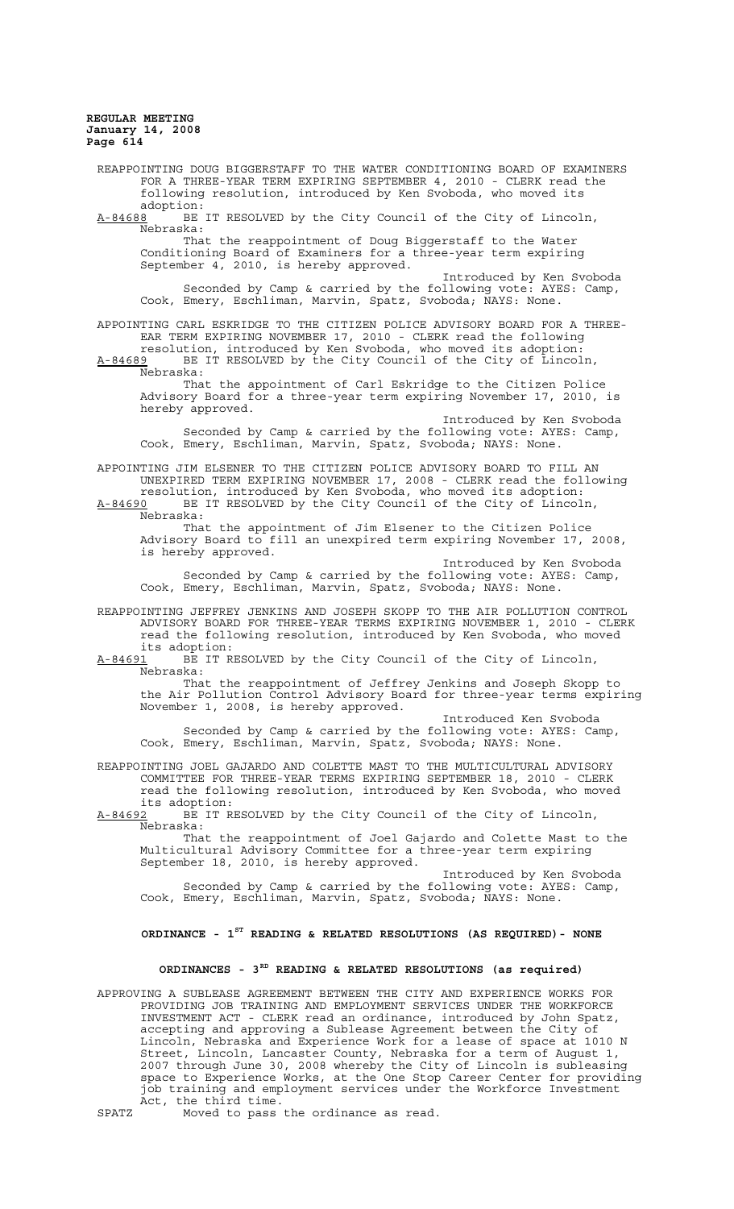REAPPOINTING DOUG BIGGERSTAFF TO THE WATER CONDITIONING BOARD OF EXAMINERS FOR A THREE-YEAR TERM EXPIRING SEPTEMBER 4, 2010 - CLERK read the following resolution, introduced by Ken Svoboda, who moved its adoption:

A-84688 BE IT RESOLVED by the City Council of the City of Lincoln, Nebraska:

That the reappointment of Doug Biggerstaff to the Water Conditioning Board of Examiners for a three-year term expiring September 4, 2010, is hereby approved.

Introduced by Ken Svoboda

Seconded by Camp & carried by the following vote: AYES: Camp, Cook, Emery, Eschliman, Marvin, Spatz, Svoboda; NAYS: None.

APPOINTING CARL ESKRIDGE TO THE CITIZEN POLICE ADVISORY BOARD FOR A THREE-EAR TERM EXPIRING NOVEMBER 17, 2010 - CLERK read the following resolution, introduced by Ken Svoboda, who moved its adoption:

A-84689 BE IT RESOLVED by the City Council of the City of Lincoln, Nebraska:

That the appointment of Carl Eskridge to the Citizen Police Advisory Board for a three-year term expiring November 17, 2010, is hereby approved.

Introduced by Ken Svoboda

Seconded by Camp & carried by the following vote: AYES: Camp, Cook, Emery, Eschliman, Marvin, Spatz, Svoboda; NAYS: None.

APPOINTING JIM ELSENER TO THE CITIZEN POLICE ADVISORY BOARD TO FILL AN UNEXPIRED TERM EXPIRING NOVEMBER 17, 2008 - CLERK read the following resolution, introduced by Ken Svoboda, who moved its adoption:

A-84690 BE IT RESOLVED by the City Council of the City of Lincoln, Nebraska:

That the appointment of Jim Elsener to the Citizen Police Advisory Board to fill an unexpired term expiring November 17, 2008, is hereby approved.

Introduced by Ken Svoboda

Seconded by Camp & carried by the following vote: AYES: Camp, Cook, Emery, Eschliman, Marvin, Spatz, Svoboda; NAYS: None.

REAPPOINTING JEFFREY JENKINS AND JOSEPH SKOPP TO THE AIR POLLUTION CONTROL ADVISORY BOARD FOR THREE-YEAR TERMS EXPIRING NOVEMBER 1, 2010 - CLERK read the following resolution, introduced by Ken Svoboda, who moved its adoption:

A-84691 BE IT RESOLVED by the City Council of the City of Lincoln, Nebraska:

That the reappointment of Jeffrey Jenkins and Joseph Skopp to the Air Pollution Control Advisory Board for three-year terms expiring November 1, 2008, is hereby approved.

Introduced Ken Svoboda

Seconded by Camp & carried by the following vote: AYES: Camp, Cook, Emery, Eschliman, Marvin, Spatz, Svoboda; NAYS: None.

REAPPOINTING JOEL GAJARDO AND COLETTE MAST TO THE MULTICULTURAL ADVISORY COMMITTEE FOR THREE-YEAR TERMS EXPIRING SEPTEMBER 18, 2010 - CLERK read the following resolution, introduced by Ken Svoboda, who moved its adoption:

A-84692 BE IT RESOLVED by the City Council of the City of Lincoln, Nebraska:

That the reappointment of Joel Gajardo and Colette Mast to the Multicultural Advisory Committee for a three-year term expiring September 18, 2010, is hereby approved.

Introduced by Ken Svoboda

Seconded by Camp & carried by the following vote: AYES: Camp, Cook, Emery, Eschliman, Marvin, Spatz, Svoboda; NAYS: None.

## ORDINANCE - 1ST READING & RELATED RESOLUTIONS (AS REQUIRED)- NONE

## ORDINANCES - 3RD READING & RELATED RESOLUTIONS (as required)

APPROVING A SUBLEASE AGREEMENT BETWEEN THE CITY AND EXPERIENCE WORKS FOR PROVIDING JOB TRAINING AND EMPLOYMENT SERVICES UNDER THE WORKFORCE INVESTMENT ACT - CLERK read an ordinance, introduced by John Spatz, accepting and approving a Sublease Agreement between the City of Lincoln, Nebraska and Experience Work for a lease of space at 1010 N Street, Lincoln, Lancaster County, Nebraska for a term of August 1, 2007 through June 30, 2008 whereby the City of Lincoln is subleasing space to Experience Works, at the One Stop Career Center for providing job training and employment services under the Workforce Investment Act, the third time.

SPATZ Moved to pass the ordinance as read.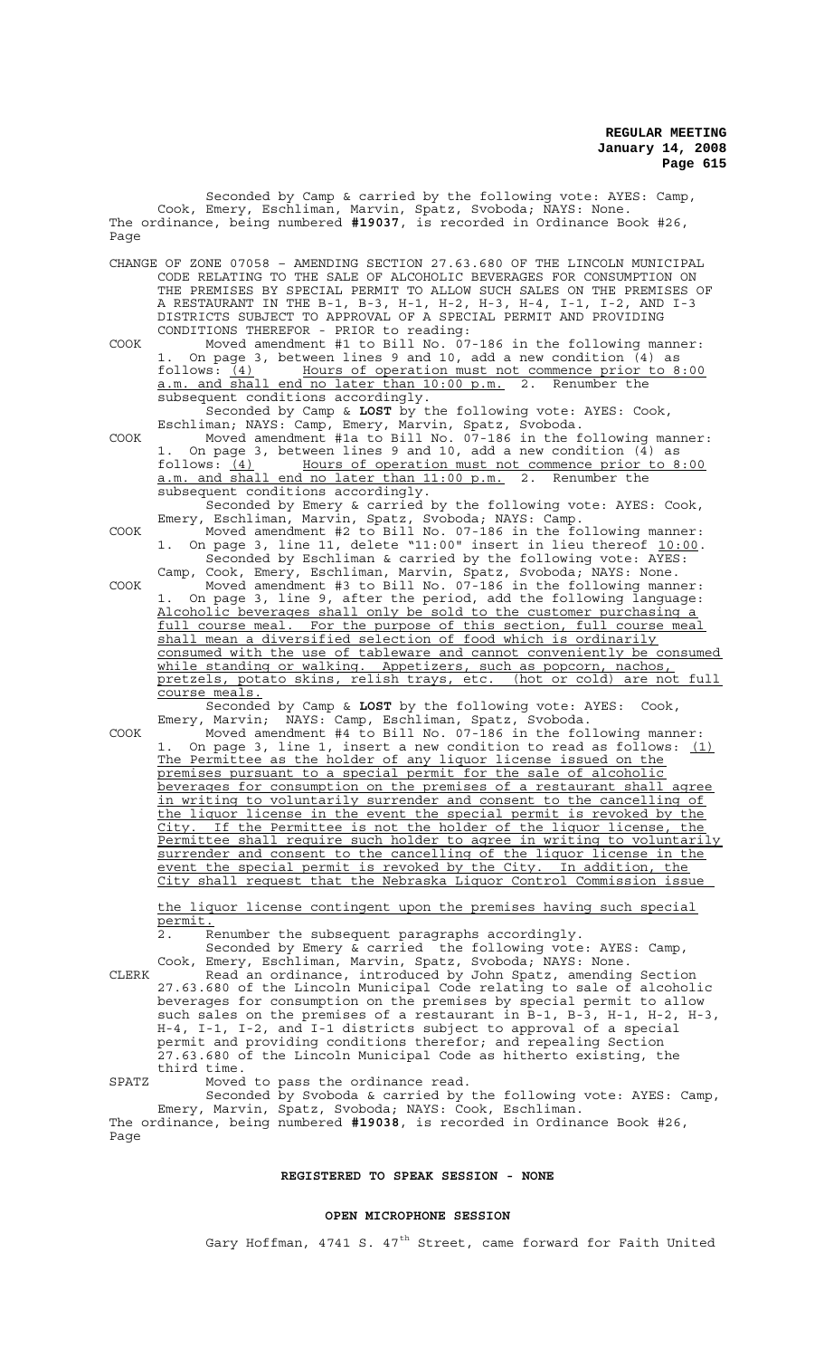Seconded by Camp & carried by the following vote: AYES: Camp, Cook, Emery, Eschliman, Marvin, Spatz, Svoboda; NAYS: None.
The ordinance, being numbered **#19037**, is recorded in Ordinance Book #26, Page

CHANGE OF ZONE 07058 – AMENDING SECTION 27.63.680 OF THE LINCOLN MUNICIPAL CODE RELATING TO THE SALE OF ALCOHOLIC BEVERAGES FOR CONSUMPTION ON THE PREMISES BY SPECIAL PERMIT TO ALLOW SUCH SALES ON THE PREMISES OF A RESTAURANT IN THE B-1, B-3, H-1, H-2, H-3, H-4, I-1, I-2, AND I-3 DISTRICTS SUBJECT TO APPROVAL OF A SPECIAL PERMIT AND PROVIDING CONDITIONS THEREFOR - PRIOR to reading:

COOK Moved amendment #1 to Bill No. 07-186 in the following manner: 1. On page 3, between lines 9 and 10, add a new condition (4) as follows: (4) Hours of operation must not commence prior to 8:00 a.m. and shall end no later than 10:00 p.m. 2. Renumber the subsequent conditions accordingly.

Seconded by Camp & **LOST** by the following vote: AYES: Cook, Eschliman; NAYS: Camp, Emery, Marvin, Spatz, Svoboda.

COOK Moved amendment #1a to Bill No. 07-186 in the following manner: 1. On page 3, between lines 9 and 10, add a new condition (4) as follows: (4) Hours of operation must not commence prior to 8:00 a.m. and shall end no later than 11:00 p.m. 2. Renumber the subsequent conditions accordingly.

Seconded by Emery & carried by the following vote: AYES: Cook, Emery, Eschliman, Marvin, Spatz, Svoboda; NAYS: Camp.

COOK Moved amendment #2 to Bill No. 07-186 in the following manner: 1. On page 3, line 11, delete "11:00" insert in lieu thereof 10:00.

Seconded by Eschliman & carried by the following vote: AYES: Camp, Cook, Emery, Eschliman, Marvin, Spatz, Svoboda; NAYS: None.

COOK Moved amendment #3 to Bill No. 07-186 in the following manner: 1. On page 3, line 9, after the period, add the following language: Alcoholic beverages shall only be sold to the customer purchasing a full course meal. For the purpose of this section, full course meal shall mean a diversified selection of food which is ordinarily consumed with the use of tableware and cannot conveniently be consumed while standing or walking. Appetizers, such as popcorn, nachos, pretzels, potato skins, relish trays, etc. (hot or cold) are not full course meals.

Seconded by Camp & **LOST** by the following vote: AYES: Cook, Emery, Marvin; NAYS: Camp, Eschliman, Spatz, Svoboda.

COOK Moved amendment #4 to Bill No. 07-186 in the following manner: 1. On page 3, line 1, insert a new condition to read as follows: (1) The Permittee as the holder of any liquor license issued on the premises pursuant to a special permit for the sale of alcoholic beverages for consumption on the premises of a restaurant shall agree in writing to voluntarily surrender and consent to the cancelling of the liquor license in the event the special permit is revoked by the City. If the Permittee is not the holder of the liquor license, the Permittee shall require such holder to agree in writing to voluntarily surrender and consent to the cancelling of the liquor license in the event the special permit is revoked by the City. In addition, the City shall request that the Nebraska Liquor Control Commission issue the liquor license contingent upon the premises having such special permit.

2. Renumber the subsequent paragraphs accordingly.

Seconded by Emery & carried the following vote: AYES: Camp, Cook, Emery, Eschliman, Marvin, Spatz, Svoboda; NAYS: None.

CLERK Read an ordinance, introduced by John Spatz, amending Section 27.63.680 of the Lincoln Municipal Code relating to sale of alcoholic beverages for consumption on the premises by special permit to allow such sales on the premises of a restaurant in B-1, B-3, H-1, H-2, H-3, H-4, I-1, I-2, and I-1 districts subject to approval of a special permit and providing conditions therefor; and repealing Section 27.63.680 of the Lincoln Municipal Code as hitherto existing, the third time.

SPATZ Moved to pass the ordinance read.

Seconded by Svoboda & carried by the following vote: AYES: Camp, Emery, Marvin, Spatz, Svoboda; NAYS: Cook, Eschliman.
The ordinance, being numbered **#19038**, is recorded in Ordinance Book #26, Page

## REGISTERED TO SPEAK SESSION - NONE

## OPEN MICROPHONE SESSION

Gary Hoffman, 4741 S. 47th Street, came forward for Faith United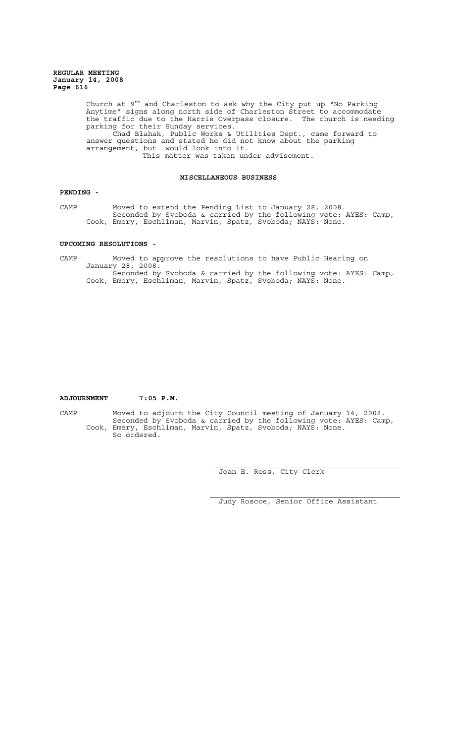Church at $9^{th}$ and Charleston to ask why the City put up "No Parking Anytime" signs along north side of Charleston Street to accommodate the traffic due to the Harris Overpass closure. The church is needing parking for their Sunday services.

Chad Blahak, Public Works & Utilities Dept., came forward to answer questions and stated he did not know about the parking arrangement, but would look into it.

This matter was taken under advisement.

## MISCELLANEOUS BUSINESS

**PENDING -**

CAMP Moved to extend the Pending List to January 28, 2008.
Seconded by Svoboda & carried by the following vote: AYES: Camp, Cook, Emery, Eschliman, Marvin, Spatz, Svoboda; NAYS: None.

**UPCOMING RESOLUTIONS -**

CAMP Moved to approve the resolutions to have Public Hearing on January 28, 2008.
Seconded by Svoboda & carried by the following vote: AYES: Camp, Cook, Emery, Eschliman, Marvin, Spatz, Svoboda; NAYS: None.

**ADJOURNMENT 7:05 P.M.**

CAMP Moved to adjourn the City Council meeting of January 14, 2008.
Seconded by Svoboda & carried by the following vote: AYES: Camp, Cook, Emery, Eschliman, Marvin, Spatz, Svoboda; NAYS: None.
So ordered.

Joan E. Ross, City Clerk

Judy Roscoe, Senior Office Assistant